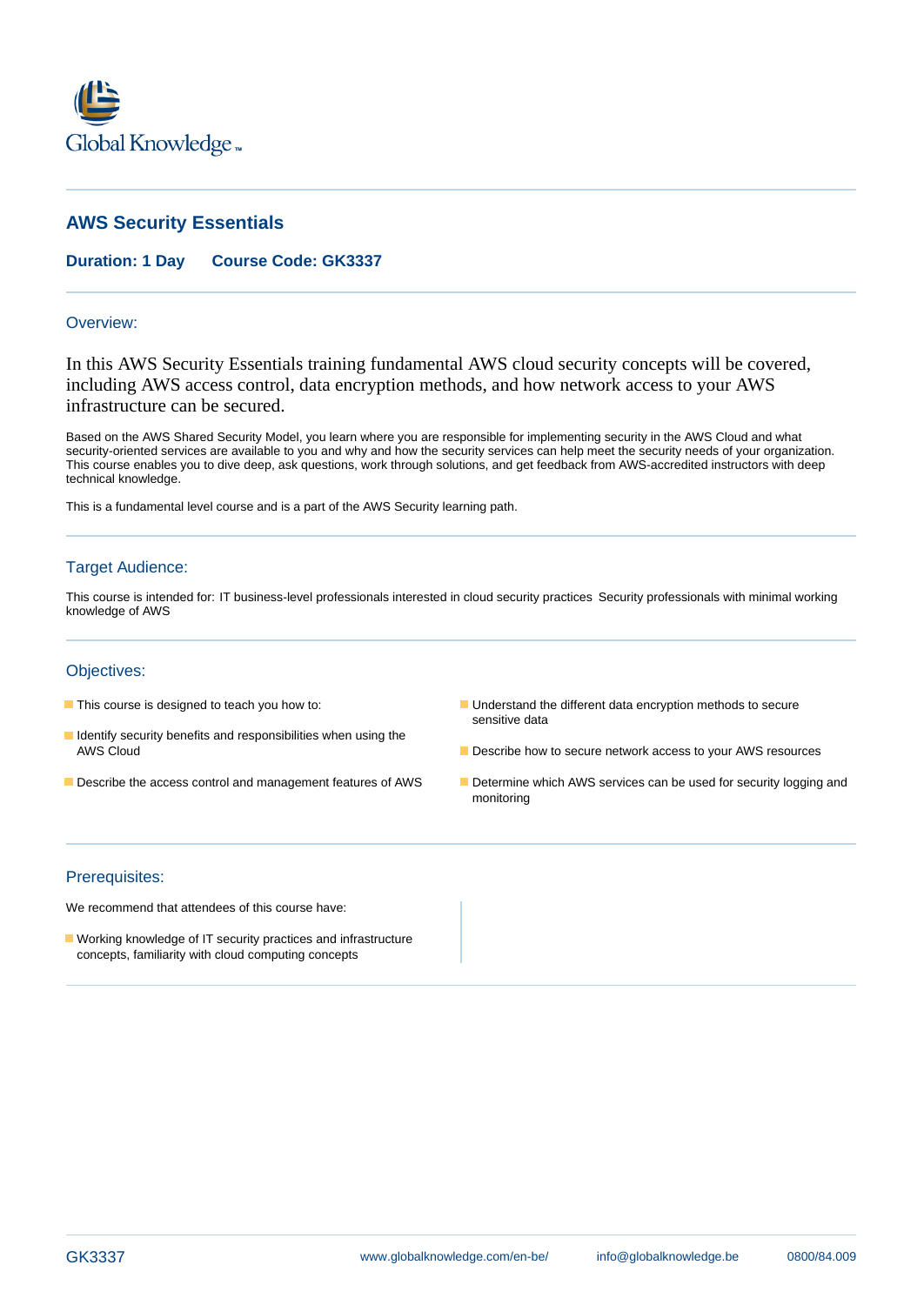Global Knowledge™

# AWS Security Essentials

**Duration: 1 Day** **Course Code: GK3337**

## Overview:

In this AWS Security Essentials training fundamental AWS cloud security concepts will be covered, including AWS access control, data encryption methods, and how network access to your AWS infrastructure can be secured.

Based on the AWS Shared Security Model, you learn where you are responsible for implementing security in the AWS Cloud and what security-oriented services are available to you and why and how the security services can help meet the security needs of your organization. This course enables you to dive deep, ask questions, work through solutions, and get feedback from AWS-accredited instructors with deep technical knowledge.

This is a fundamental level course and is a part of the AWS Security learning path.

## Target Audience:

This course is intended for: IT business-level professionals interested in cloud security practices  Security professionals with minimal working knowledge of AWS

## Objectives:

- This course is designed to teach you how to:
- Identify security benefits and responsibilities when using the AWS Cloud
- Describe the access control and management features of AWS
- Understand the different data encryption methods to secure sensitive data
- Describe how to secure network access to your AWS resources
- Determine which AWS services can be used for security logging and monitoring

## Prerequisites:

We recommend that attendees of this course have:

- Working knowledge of IT security practices and infrastructure concepts, familiarity with cloud computing concepts

GK3337 www.globalknowledge.com/en-be/ info@globalknowledge.be 0800/84.009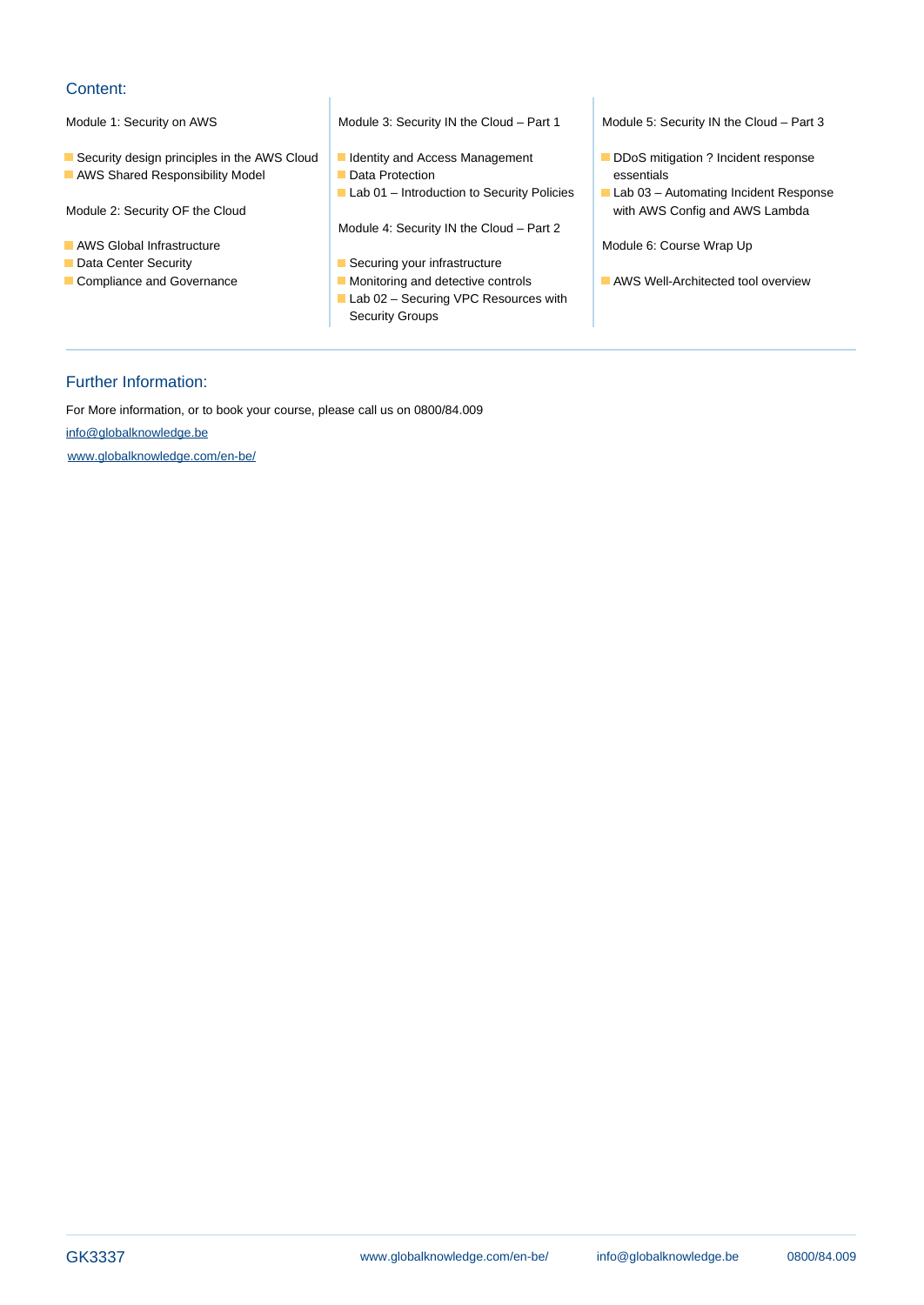## Content:

Module 1: Security on AWS

- Security design principles in the AWS Cloud
- AWS Shared Responsibility Model

Module 2: Security OF the Cloud

- AWS Global Infrastructure
- Data Center Security
- Compliance and Governance

Module 3: Security IN the Cloud – Part 1

- Identity and Access Management
- Data Protection
- Lab 01 – Introduction to Security Policies

Module 4: Security IN the Cloud – Part 2

- Securing your infrastructure
- Monitoring and detective controls
- Lab 02 – Securing VPC Resources with Security Groups

Module 5: Security IN the Cloud – Part 3

- DDoS mitigation ? Incident response essentials
- Lab 03 – Automating Incident Response with AWS Config and AWS Lambda

Module 6: Course Wrap Up

- AWS Well-Architected tool overview

## Further Information:

For More information, or to book your course, please call us on 0800/84.009

info@globalknowledge.be

www.globalknowledge.com/en-be/